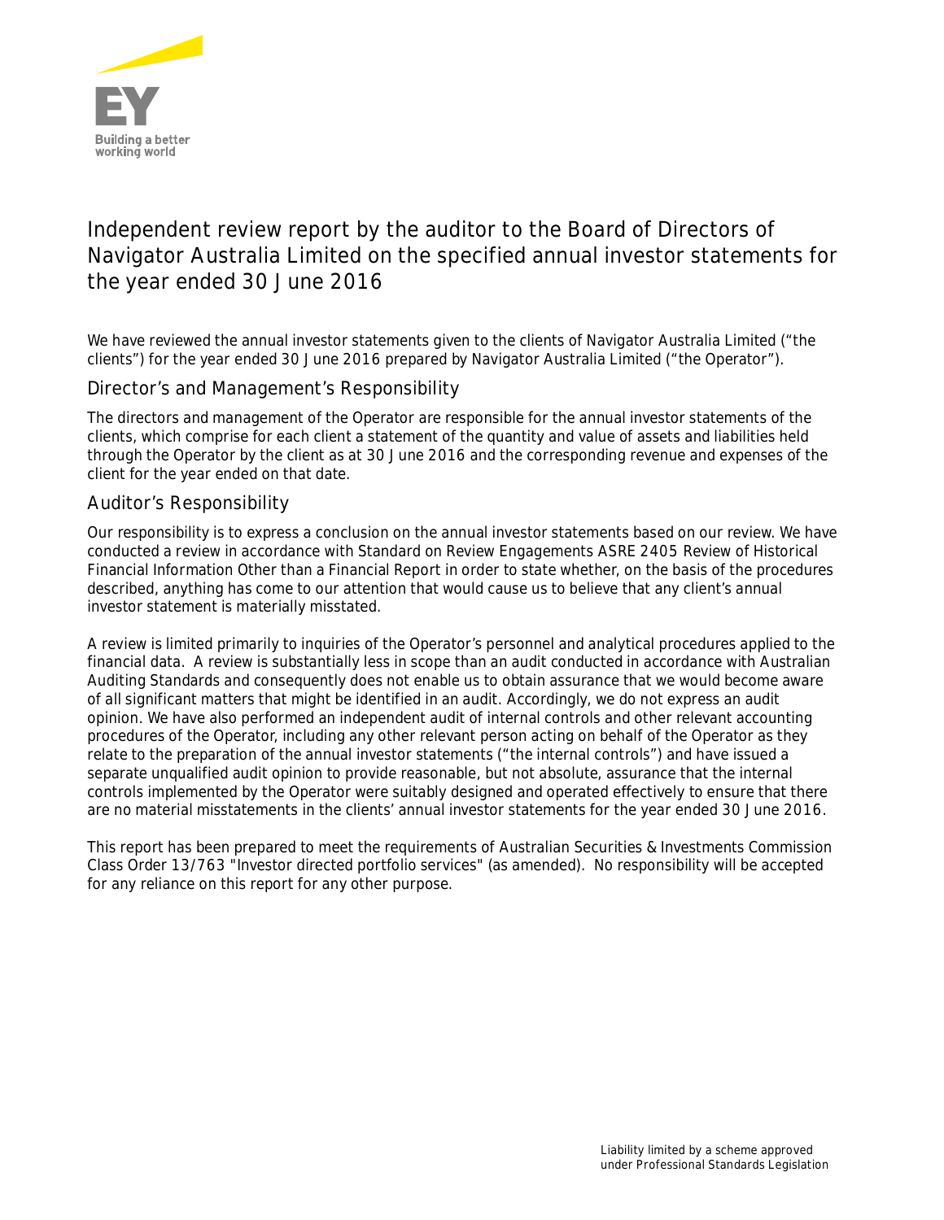# Independent review report by the auditor to the Board of Directors of Navigator Australia Limited on the specified annual investor statements for the year ended 30 June 2016

We have reviewed the annual investor statements given to the clients of Navigator Australia Limited ("the clients") for the year ended 30 June 2016 prepared by Navigator Australia Limited ("the Operator").

## Director's and Management's Responsibility

The directors and management of the Operator are responsible for the annual investor statements of the clients, which comprise for each client a statement of the quantity and value of assets and liabilities held through the Operator by the client as at 30 June 2016 and the corresponding revenue and expenses of the client for the year ended on that date.

## Auditor's Responsibility

Our responsibility is to express a conclusion on the annual investor statements based on our review. We have conducted a review in accordance with Standard on Review Engagements ASRE 2405 Review of Historical Financial Information Other than a Financial Report in order to state whether, on the basis of the procedures described, anything has come to our attention that would cause us to believe that any client's annual investor statement is materially misstated.

A review is limited primarily to inquiries of the Operator's personnel and analytical procedures applied to the financial data. A review is substantially less in scope than an audit conducted in accordance with Australian Auditing Standards and consequently does not enable us to obtain assurance that we would become aware of all significant matters that might be identified in an audit. Accordingly, we do not express an audit opinion. We have also performed an independent audit of internal controls and other relevant accounting procedures of the Operator, including any other relevant person acting on behalf of the Operator as they relate to the preparation of the annual investor statements ("the internal controls") and have issued a separate unqualified audit opinion to provide reasonable, but not absolute, assurance that the internal controls implemented by the Operator were suitably designed and operated effectively to ensure that there are no material misstatements in the clients' annual investor statements for the year ended 30 June 2016.

This report has been prepared to meet the requirements of Australian Securities & Investments Commission Class Order 13/763 "Investor directed portfolio services" (as amended). No responsibility will be accepted for any reliance on this report for any other purpose.

Liability limited by a scheme approved under Professional Standards Legislation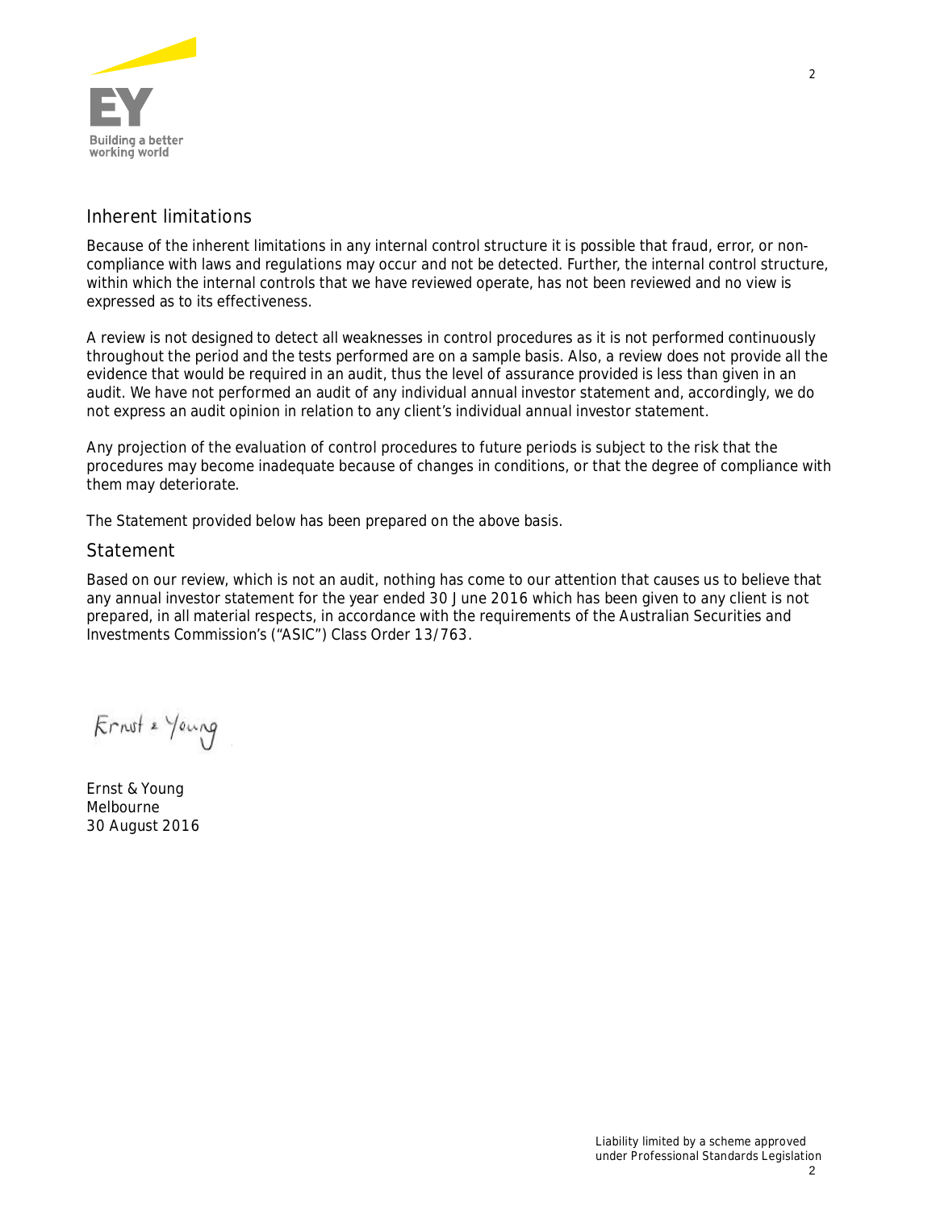## Inherent limitations

Because of the inherent limitations in any internal control structure it is possible that fraud, error, or non-compliance with laws and regulations may occur and not be detected. Further, the internal control structure, within which the internal controls that we have reviewed operate, has not been reviewed and no view is expressed as to its effectiveness.

A review is not designed to detect all weaknesses in control procedures as it is not performed continuously throughout the period and the tests performed are on a sample basis. Also, a review does not provide all the evidence that would be required in an audit, thus the level of assurance provided is less than given in an audit. We have not performed an audit of any individual annual investor statement and, accordingly, we do not express an audit opinion in relation to any client's individual annual investor statement.

Any projection of the evaluation of control procedures to future periods is subject to the risk that the procedures may become inadequate because of changes in conditions, or that the degree of compliance with them may deteriorate.

The Statement provided below has been prepared on the above basis.

## Statement

Based on our review, which is not an audit, nothing has come to our attention that causes us to believe that any annual investor statement for the year ended 30 June 2016 which has been given to any client is not prepared, in all material respects, in accordance with the requirements of the Australian Securities and Investments Commission's ("ASIC") Class Order 13/763.

Ernst & Young

Ernst & Young
Melbourne
30 August 2016

Liability limited by a scheme approved under Professional Standards Legislation